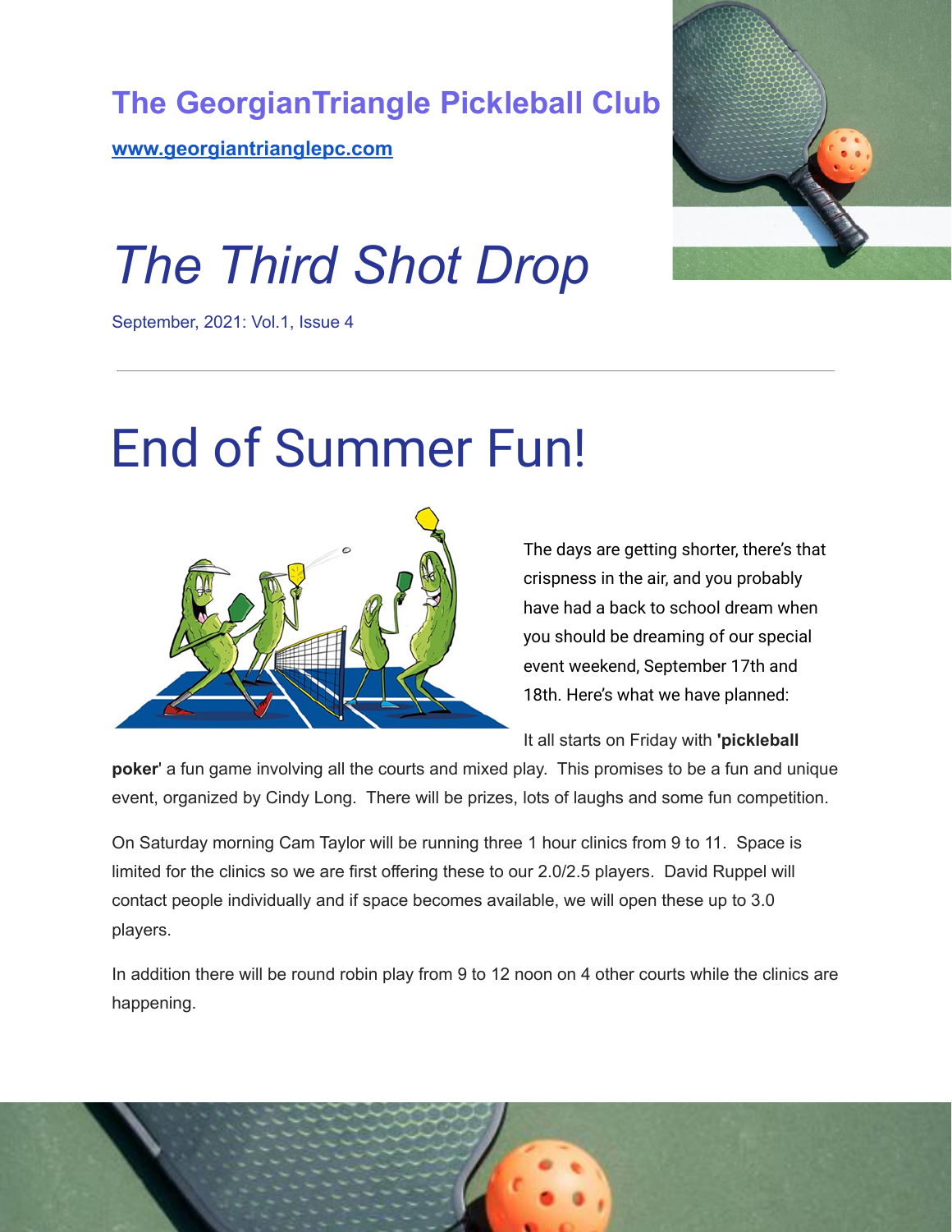# The GeorgianTriangle Pickleball Club

**www.georgiantrianglepc.com**

# *The Third Shot Drop*

September, 2021: Vol.1, Issue 4

---

# End of Summer Fun!

The days are getting shorter, there's that crispness in the air, and you probably have had a back to school dream when you should be dreaming of our special event weekend, September 17th and 18th. Here's what we have planned:

It all starts on Friday with **'pickleball poker**' a fun game involving all the courts and mixed play. This promises to be a fun and unique event, organized by Cindy Long. There will be prizes, lots of laughs and some fun competition.

On Saturday morning Cam Taylor will be running three 1 hour clinics from 9 to 11. Space is limited for the clinics so we are first offering these to our 2.0/2.5 players. David Ruppel will contact people individually and if space becomes available, we will open these up to 3.0 players.

In addition there will be round robin play from 9 to 12 noon on 4 other courts while the clinics are happening.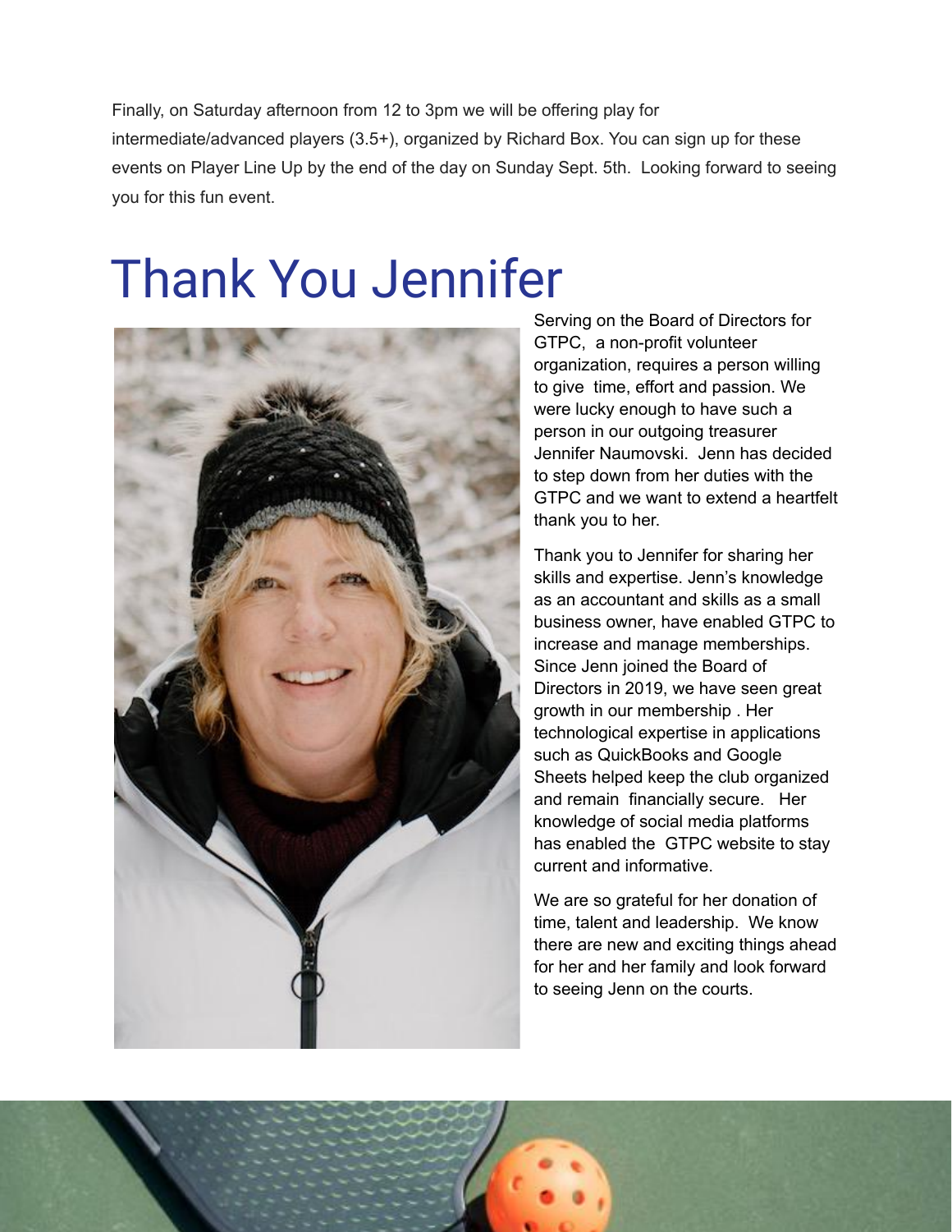Finally, on Saturday afternoon from 12 to 3pm we will be offering play for intermediate/advanced players (3.5+), organized by Richard Box. You can sign up for these events on Player Line Up by the end of the day on Sunday Sept. 5th.  Looking forward to seeing you for this fun event.

# Thank You Jennifer

Serving on the Board of Directors for GTPC,  a non-profit volunteer organization, requires a person willing to give  time, effort and passion. We were lucky enough to have such a person in our outgoing treasurer Jennifer Naumovski.  Jenn has decided to step down from her duties with the GTPC and we want to extend a heartfelt thank you to her.

Thank you to Jennifer for sharing her skills and expertise. Jenn's knowledge as an accountant and skills as a small business owner, have enabled GTPC to increase and manage memberships. Since Jenn joined the Board of Directors in 2019, we have seen great growth in our membership . Her technological expertise in applications such as QuickBooks and Google Sheets helped keep the club organized and remain  financially secure.   Her knowledge of social media platforms has enabled the  GTPC website to stay current and informative.

We are so grateful for her donation of time, talent and leadership.  We know there are new and exciting things ahead for her and her family and look forward to seeing Jenn on the courts.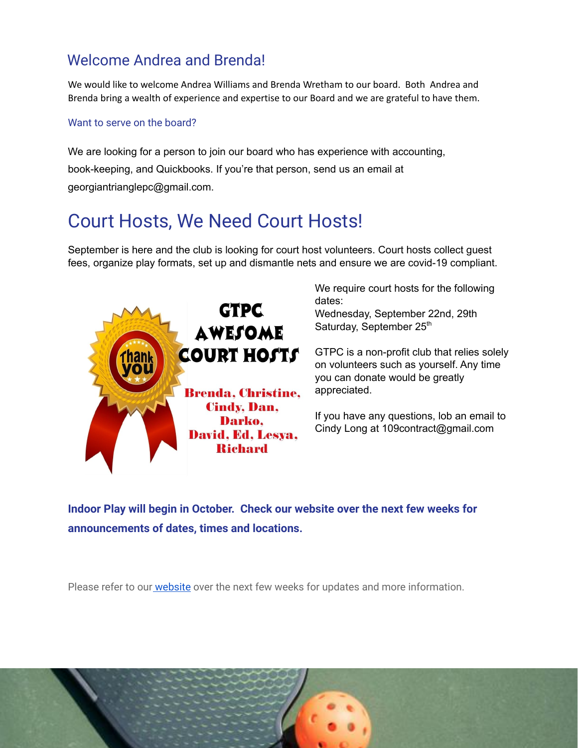## Welcome Andrea and Brenda!

We would like to welcome Andrea Williams and Brenda Wretham to our board. Both Andrea and Brenda bring a wealth of experience and expertise to our Board and we are grateful to have them.

### Want to serve on the board?

We are looking for a person to join our board who has experience with accounting, book-keeping, and Quickbooks. If you're that person, send us an email at georgiantrianglepc@gmail.com.

# Court Hosts, We Need Court Hosts!

September is here and the club is looking for court host volunteers. Court hosts collect guest fees, organize play formats, set up and dismantle nets and ensure we are covid-19 compliant.

GTPC AWESOME COURT HOSTS

Brenda, Christine, Cindy, Dan, Darko, David, Ed, Lesya, Richard

We require court hosts for the following dates:
Wednesday, September 22nd, 29th
Saturday, September 25th

GTPC is a non-profit club that relies solely on volunteers such as yourself. Any time you can donate would be greatly appreciated.

If you have any questions, lob an email to Cindy Long at 109contract@gmail.com

**Indoor Play will begin in October. Check our website over the next few weeks for announcements of dates, times and locations.**

Please refer to our website over the next few weeks for updates and more information.